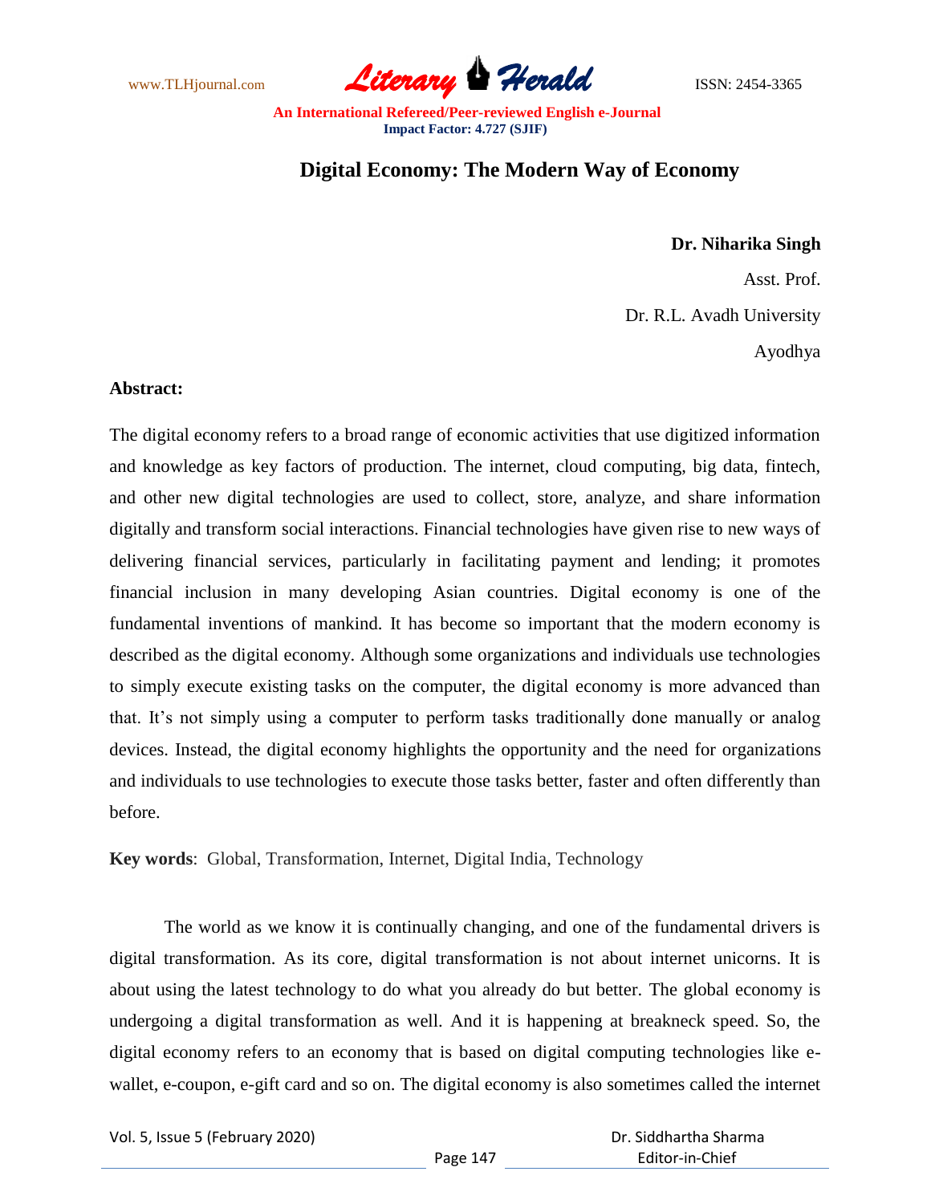# Digital Economy: The Modern Way of Economy

**Dr. Niharika Singh**

Asst. Prof.

Dr. R.L. Avadh University

Ayodhya

**Abstract:**

The digital economy refers to a broad range of economic activities that use digitized information and knowledge as key factors of production. The internet, cloud computing, big data, fintech, and other new digital technologies are used to collect, store, analyze, and share information digitally and transform social interactions. Financial technologies have given rise to new ways of delivering financial services, particularly in facilitating payment and lending; it promotes financial inclusion in many developing Asian countries. Digital economy is one of the fundamental inventions of mankind. It has become so important that the modern economy is described as the digital economy. Although some organizations and individuals use technologies to simply execute existing tasks on the computer, the digital economy is more advanced than that. It's not simply using a computer to perform tasks traditionally done manually or analog devices. Instead, the digital economy highlights the opportunity and the need for organizations and individuals to use technologies to execute those tasks better, faster and often differently than before.

**Key words**: Global, Transformation, Internet, Digital India, Technology

The world as we know it is continually changing, and one of the fundamental drivers is digital transformation. As its core, digital transformation is not about internet unicorns. It is about using the latest technology to do what you already do but better. The global economy is undergoing a digital transformation as well. And it is happening at breakneck speed. So, the digital economy refers to an economy that is based on digital computing technologies like e-wallet, e-coupon, e-gift card and so on. The digital economy is also sometimes called the internet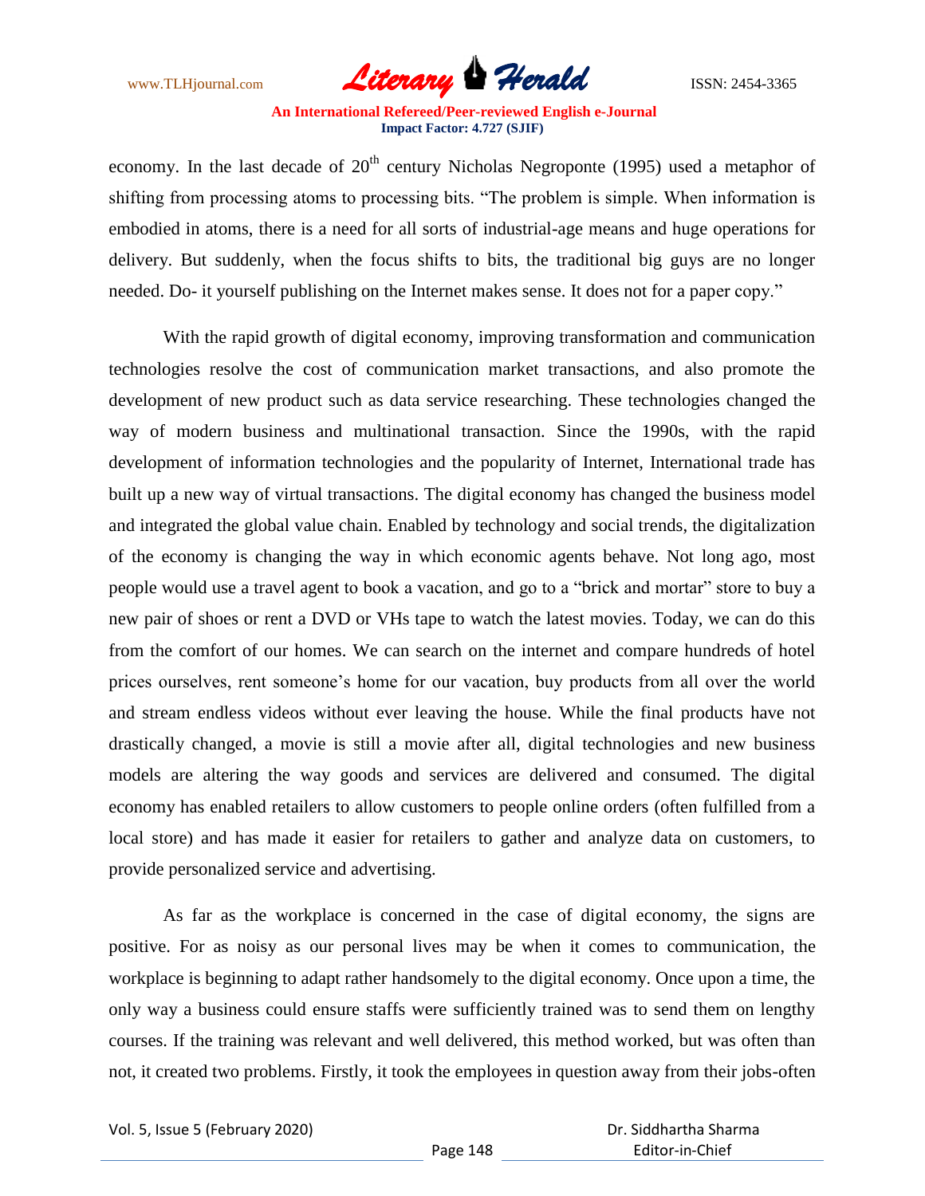economy. In the last decade of 20th century Nicholas Negroponte (1995) used a metaphor of shifting from processing atoms to processing bits. "The problem is simple. When information is embodied in atoms, there is a need for all sorts of industrial-age means and huge operations for delivery. But suddenly, when the focus shifts to bits, the traditional big guys are no longer needed. Do- it yourself publishing on the Internet makes sense. It does not for a paper copy."

With the rapid growth of digital economy, improving transformation and communication technologies resolve the cost of communication market transactions, and also promote the development of new product such as data service researching. These technologies changed the way of modern business and multinational transaction. Since the 1990s, with the rapid development of information technologies and the popularity of Internet, International trade has built up a new way of virtual transactions. The digital economy has changed the business model and integrated the global value chain. Enabled by technology and social trends, the digitalization of the economy is changing the way in which economic agents behave. Not long ago, most people would use a travel agent to book a vacation, and go to a "brick and mortar" store to buy a new pair of shoes or rent a DVD or VHs tape to watch the latest movies. Today, we can do this from the comfort of our homes. We can search on the internet and compare hundreds of hotel prices ourselves, rent someone's home for our vacation, buy products from all over the world and stream endless videos without ever leaving the house. While the final products have not drastically changed, a movie is still a movie after all, digital technologies and new business models are altering the way goods and services are delivered and consumed. The digital economy has enabled retailers to allow customers to people online orders (often fulfilled from a local store) and has made it easier for retailers to gather and analyze data on customers, to provide personalized service and advertising.

As far as the workplace is concerned in the case of digital economy, the signs are positive. For as noisy as our personal lives may be when it comes to communication, the workplace is beginning to adapt rather handsomely to the digital economy. Once upon a time, the only way a business could ensure staffs were sufficiently trained was to send them on lengthy courses. If the training was relevant and well delivered, this method worked, but was often than not, it created two problems. Firstly, it took the employees in question away from their jobs-often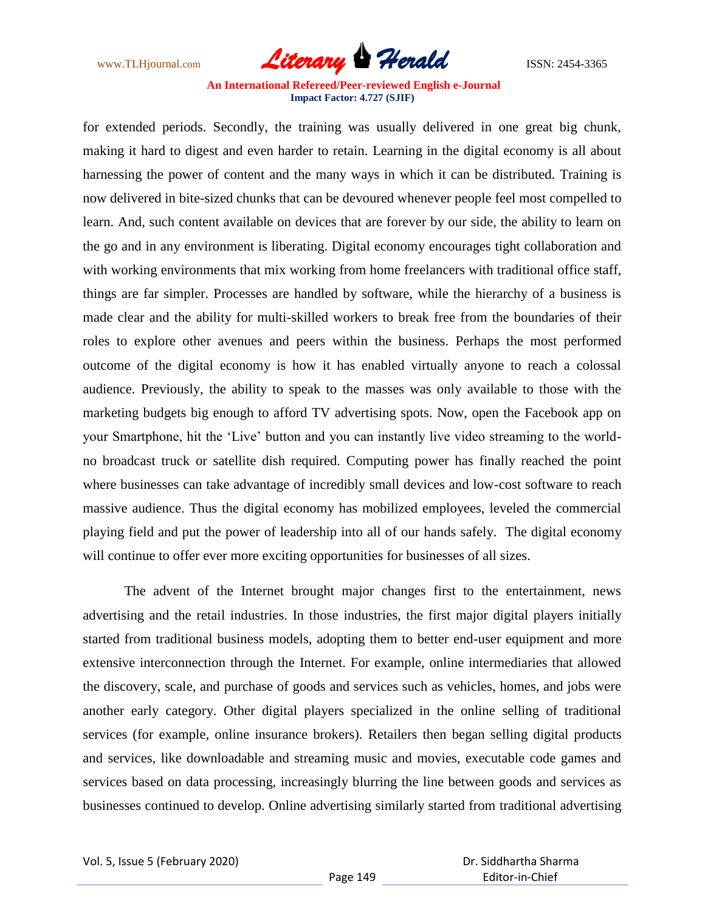for extended periods. Secondly, the training was usually delivered in one great big chunk, making it hard to digest and even harder to retain. Learning in the digital economy is all about harnessing the power of content and the many ways in which it can be distributed. Training is now delivered in bite-sized chunks that can be devoured whenever people feel most compelled to learn. And, such content available on devices that are forever by our side, the ability to learn on the go and in any environment is liberating. Digital economy encourages tight collaboration and with working environments that mix working from home freelancers with traditional office staff, things are far simpler. Processes are handled by software, while the hierarchy of a business is made clear and the ability for multi-skilled workers to break free from the boundaries of their roles to explore other avenues and peers within the business. Perhaps the most performed outcome of the digital economy is how it has enabled virtually anyone to reach a colossal audience. Previously, the ability to speak to the masses was only available to those with the marketing budgets big enough to afford TV advertising spots. Now, open the Facebook app on your Smartphone, hit the 'Live' button and you can instantly live video streaming to the world- no broadcast truck or satellite dish required. Computing power has finally reached the point where businesses can take advantage of incredibly small devices and low-cost software to reach massive audience. Thus the digital economy has mobilized employees, leveled the commercial playing field and put the power of leadership into all of our hands safely. The digital economy will continue to offer ever more exciting opportunities for businesses of all sizes.

The advent of the Internet brought major changes first to the entertainment, news advertising and the retail industries. In those industries, the first major digital players initially started from traditional business models, adopting them to better end-user equipment and more extensive interconnection through the Internet. For example, online intermediaries that allowed the discovery, scale, and purchase of goods and services such as vehicles, homes, and jobs were another early category. Other digital players specialized in the online selling of traditional services (for example, online insurance brokers). Retailers then began selling digital products and services, like downloadable and streaming music and movies, executable code games and services based on data processing, increasingly blurring the line between goods and services as businesses continued to develop. Online advertising similarly started from traditional advertising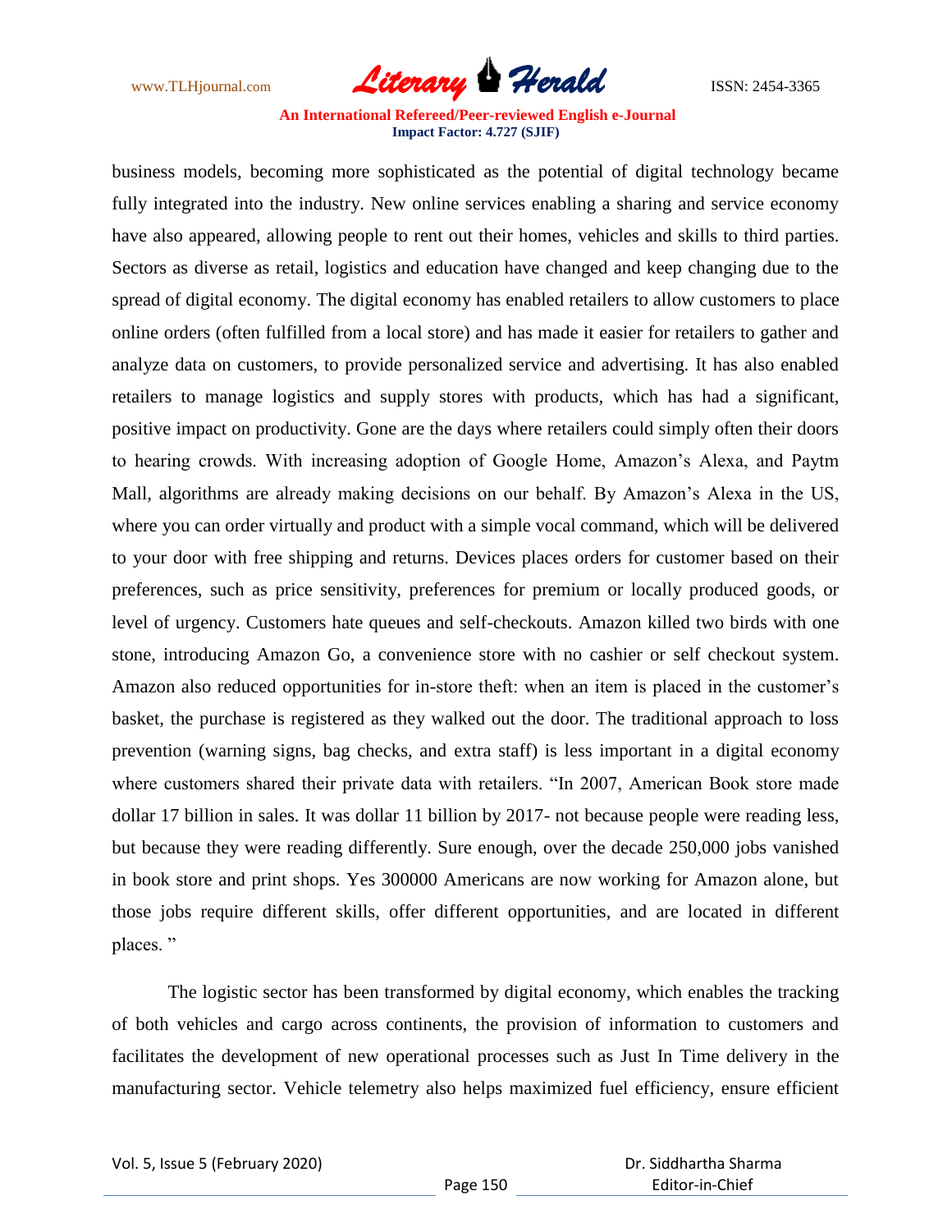business models, becoming more sophisticated as the potential of digital technology became fully integrated into the industry. New online services enabling a sharing and service economy have also appeared, allowing people to rent out their homes, vehicles and skills to third parties. Sectors as diverse as retail, logistics and education have changed and keep changing due to the spread of digital economy. The digital economy has enabled retailers to allow customers to place online orders (often fulfilled from a local store) and has made it easier for retailers to gather and analyze data on customers, to provide personalized service and advertising. It has also enabled retailers to manage logistics and supply stores with products, which has had a significant, positive impact on productivity. Gone are the days where retailers could simply often their doors to hearing crowds. With increasing adoption of Google Home, Amazon's Alexa, and Paytm Mall, algorithms are already making decisions on our behalf. By Amazon's Alexa in the US, where you can order virtually and product with a simple vocal command, which will be delivered to your door with free shipping and returns. Devices places orders for customer based on their preferences, such as price sensitivity, preferences for premium or locally produced goods, or level of urgency. Customers hate queues and self-checkouts. Amazon killed two birds with one stone, introducing Amazon Go, a convenience store with no cashier or self checkout system. Amazon also reduced opportunities for in-store theft: when an item is placed in the customer's basket, the purchase is registered as they walked out the door. The traditional approach to loss prevention (warning signs, bag checks, and extra staff) is less important in a digital economy where customers shared their private data with retailers. "In 2007, American Book store made dollar 17 billion in sales. It was dollar 11 billion by 2017- not because people were reading less, but because they were reading differently. Sure enough, over the decade 250,000 jobs vanished in book store and print shops. Yes 300000 Americans are now working for Amazon alone, but those jobs require different skills, offer different opportunities, and are located in different places. "

The logistic sector has been transformed by digital economy, which enables the tracking of both vehicles and cargo across continents, the provision of information to customers and facilitates the development of new operational processes such as Just In Time delivery in the manufacturing sector. Vehicle telemetry also helps maximized fuel efficiency, ensure efficient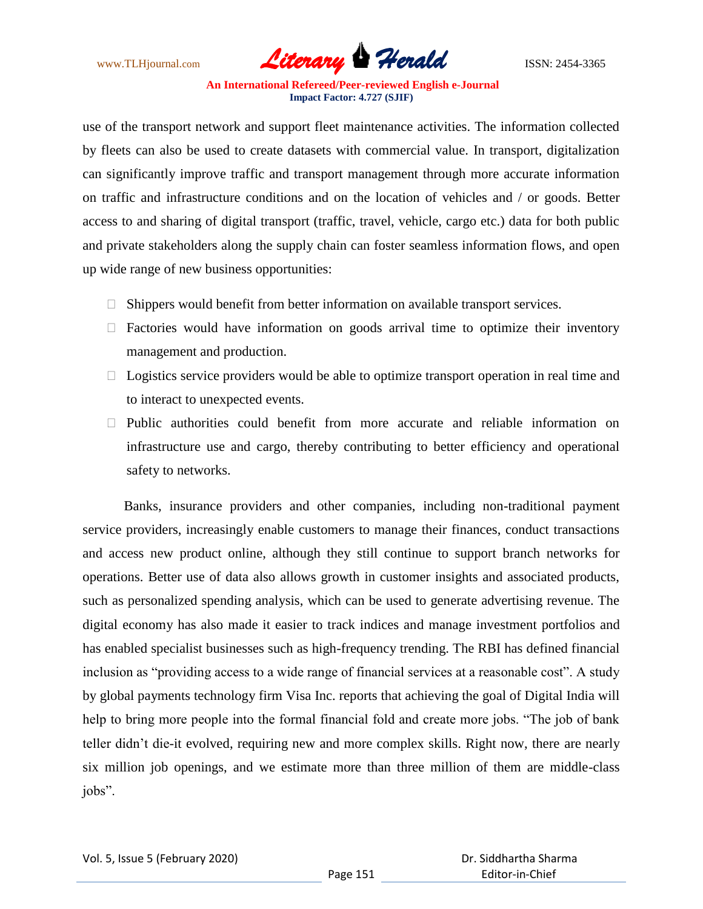use of the transport network and support fleet maintenance activities. The information collected by fleets can also be used to create datasets with commercial value. In transport, digitalization can significantly improve traffic and transport management through more accurate information on traffic and infrastructure conditions and on the location of vehicles and / or goods. Better access to and sharing of digital transport (traffic, travel, vehicle, cargo etc.) data for both public and private stakeholders along the supply chain can foster seamless information flows, and open up wide range of new business opportunities:

- Shippers would benefit from better information on available transport services.
- Factories would have information on goods arrival time to optimize their inventory management and production.
- Logistics service providers would be able to optimize transport operation in real time and to interact to unexpected events.
- Public authorities could benefit from more accurate and reliable information on infrastructure use and cargo, thereby contributing to better efficiency and operational safety to networks.

Banks, insurance providers and other companies, including non-traditional payment service providers, increasingly enable customers to manage their finances, conduct transactions and access new product online, although they still continue to support branch networks for operations. Better use of data also allows growth in customer insights and associated products, such as personalized spending analysis, which can be used to generate advertising revenue. The digital economy has also made it easier to track indices and manage investment portfolios and has enabled specialist businesses such as high-frequency trending. The RBI has defined financial inclusion as "providing access to a wide range of financial services at a reasonable cost". A study by global payments technology firm Visa Inc. reports that achieving the goal of Digital India will help to bring more people into the formal financial fold and create more jobs. "The job of bank teller didn't die-it evolved, requiring new and more complex skills. Right now, there are nearly six million job openings, and we estimate more than three million of them are middle-class jobs".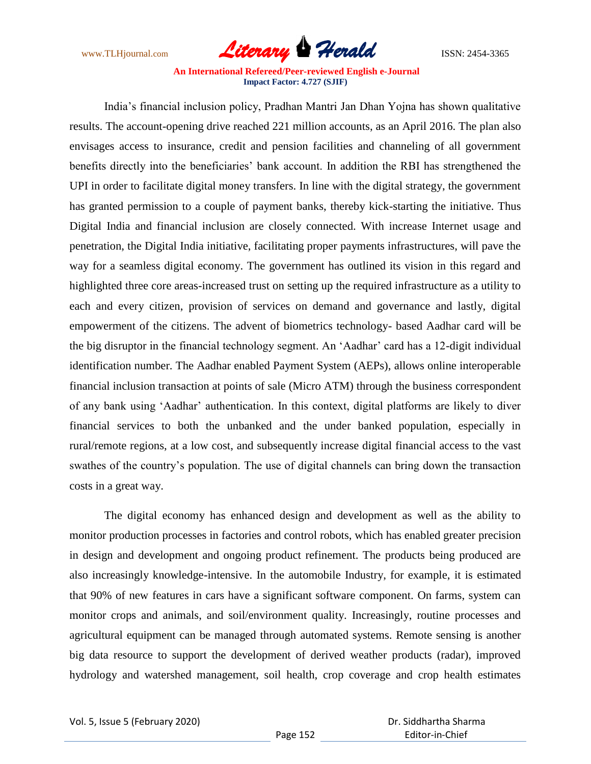India's financial inclusion policy, Pradhan Mantri Jan Dhan Yojna has shown qualitative results. The account-opening drive reached 221 million accounts, as an April 2016. The plan also envisages access to insurance, credit and pension facilities and channeling of all government benefits directly into the beneficiaries' bank account. In addition the RBI has strengthened the UPI in order to facilitate digital money transfers. In line with the digital strategy, the government has granted permission to a couple of payment banks, thereby kick-starting the initiative. Thus Digital India and financial inclusion are closely connected. With increase Internet usage and penetration, the Digital India initiative, facilitating proper payments infrastructures, will pave the way for a seamless digital economy. The government has outlined its vision in this regard and highlighted three core areas-increased trust on setting up the required infrastructure as a utility to each and every citizen, provision of services on demand and governance and lastly, digital empowerment of the citizens. The advent of biometrics technology- based Aadhar card will be the big disruptor in the financial technology segment. An 'Aadhar' card has a 12-digit individual identification number. The Aadhar enabled Payment System (AEPs), allows online interoperable financial inclusion transaction at points of sale (Micro ATM) through the business correspondent of any bank using 'Aadhar' authentication. In this context, digital platforms are likely to diver financial services to both the unbanked and the under banked population, especially in rural/remote regions, at a low cost, and subsequently increase digital financial access to the vast swathes of the country's population. The use of digital channels can bring down the transaction costs in a great way.

The digital economy has enhanced design and development as well as the ability to monitor production processes in factories and control robots, which has enabled greater precision in design and development and ongoing product refinement. The products being produced are also increasingly knowledge-intensive. In the automobile Industry, for example, it is estimated that 90% of new features in cars have a significant software component. On farms, system can monitor crops and animals, and soil/environment quality. Increasingly, routine processes and agricultural equipment can be managed through automated systems. Remote sensing is another big data resource to support the development of derived weather products (radar), improved hydrology and watershed management, soil health, crop coverage and crop health estimates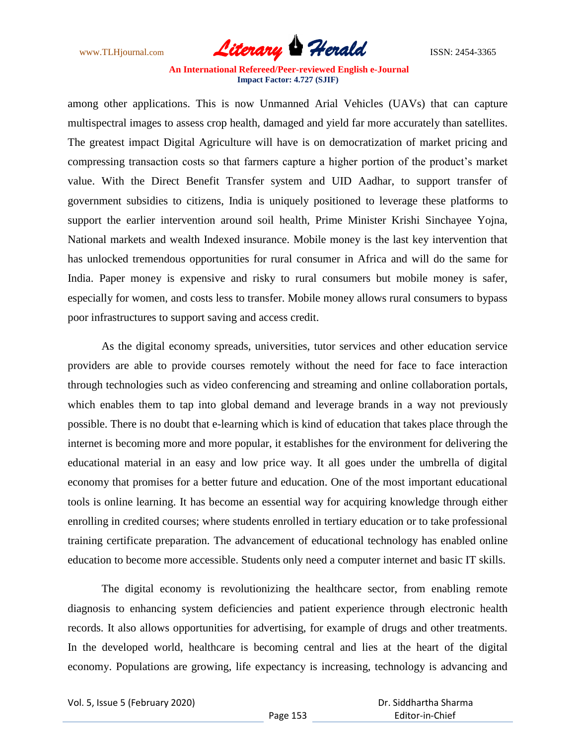among other applications. This is now Unmanned Arial Vehicles (UAVs) that can capture multispectral images to assess crop health, damaged and yield far more accurately than satellites. The greatest impact Digital Agriculture will have is on democratization of market pricing and compressing transaction costs so that farmers capture a higher portion of the product's market value. With the Direct Benefit Transfer system and UID Aadhar, to support transfer of government subsidies to citizens, India is uniquely positioned to leverage these platforms to support the earlier intervention around soil health, Prime Minister Krishi Sinchayee Yojna, National markets and wealth Indexed insurance. Mobile money is the last key intervention that has unlocked tremendous opportunities for rural consumer in Africa and will do the same for India. Paper money is expensive and risky to rural consumers but mobile money is safer, especially for women, and costs less to transfer. Mobile money allows rural consumers to bypass poor infrastructures to support saving and access credit.

As the digital economy spreads, universities, tutor services and other education service providers are able to provide courses remotely without the need for face to face interaction through technologies such as video conferencing and streaming and online collaboration portals, which enables them to tap into global demand and leverage brands in a way not previously possible. There is no doubt that e-learning which is kind of education that takes place through the internet is becoming more and more popular, it establishes for the environment for delivering the educational material in an easy and low price way. It all goes under the umbrella of digital economy that promises for a better future and education. One of the most important educational tools is online learning. It has become an essential way for acquiring knowledge through either enrolling in credited courses; where students enrolled in tertiary education or to take professional training certificate preparation. The advancement of educational technology has enabled online education to become more accessible. Students only need a computer internet and basic IT skills.

The digital economy is revolutionizing the healthcare sector, from enabling remote diagnosis to enhancing system deficiencies and patient experience through electronic health records. It also allows opportunities for advertising, for example of drugs and other treatments. In the developed world, healthcare is becoming central and lies at the heart of the digital economy. Populations are growing, life expectancy is increasing, technology is advancing and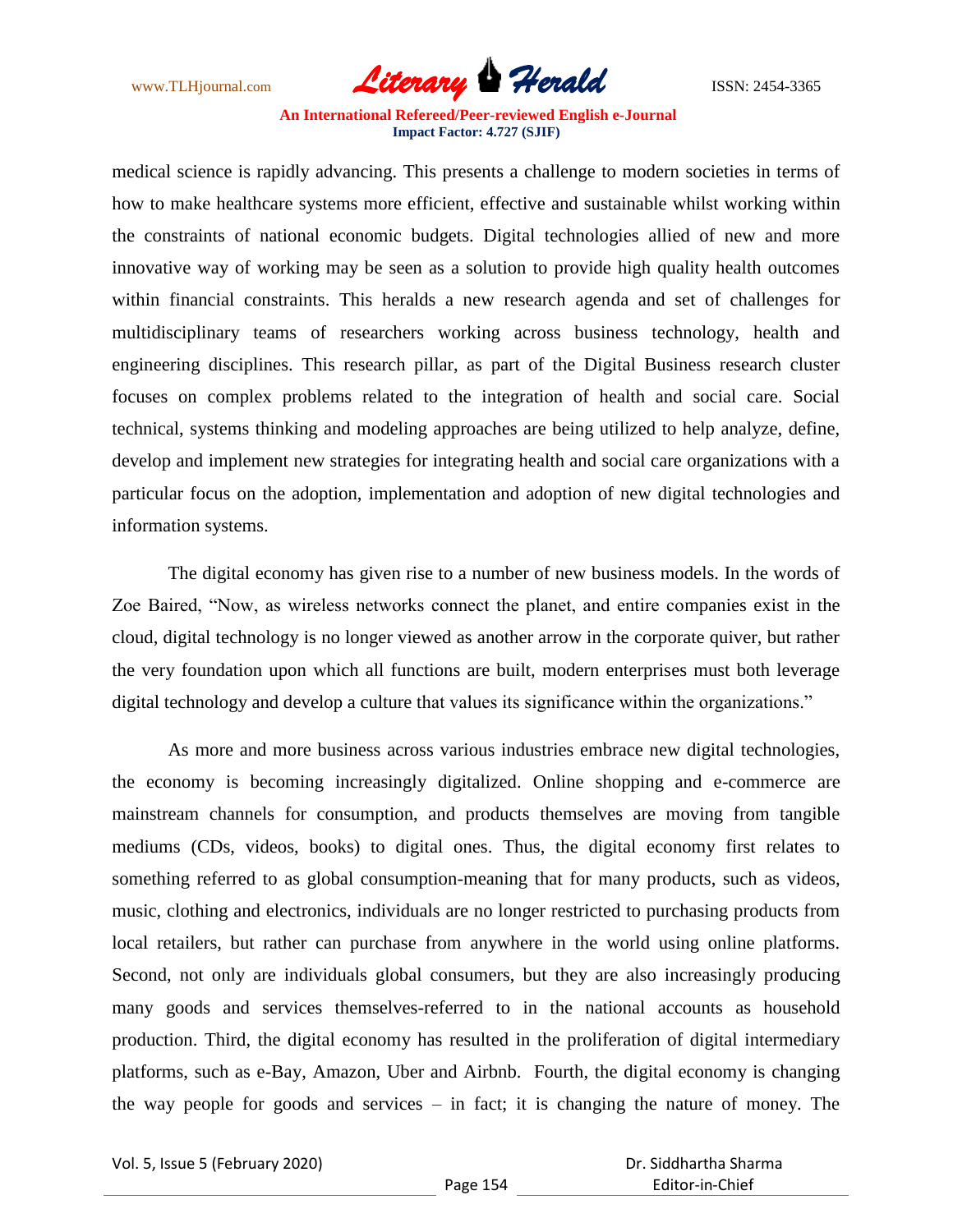medical science is rapidly advancing. This presents a challenge to modern societies in terms of how to make healthcare systems more efficient, effective and sustainable whilst working within the constraints of national economic budgets. Digital technologies allied of new and more innovative way of working may be seen as a solution to provide high quality health outcomes within financial constraints. This heralds a new research agenda and set of challenges for multidisciplinary teams of researchers working across business technology, health and engineering disciplines. This research pillar, as part of the Digital Business research cluster focuses on complex problems related to the integration of health and social care. Social technical, systems thinking and modeling approaches are being utilized to help analyze, define, develop and implement new strategies for integrating health and social care organizations with a particular focus on the adoption, implementation and adoption of new digital technologies and information systems.

The digital economy has given rise to a number of new business models. In the words of Zoe Baired, "Now, as wireless networks connect the planet, and entire companies exist in the cloud, digital technology is no longer viewed as another arrow in the corporate quiver, but rather the very foundation upon which all functions are built, modern enterprises must both leverage digital technology and develop a culture that values its significance within the organizations."

As more and more business across various industries embrace new digital technologies, the economy is becoming increasingly digitalized. Online shopping and e-commerce are mainstream channels for consumption, and products themselves are moving from tangible mediums (CDs, videos, books) to digital ones. Thus, the digital economy first relates to something referred to as global consumption-meaning that for many products, such as videos, music, clothing and electronics, individuals are no longer restricted to purchasing products from local retailers, but rather can purchase from anywhere in the world using online platforms. Second, not only are individuals global consumers, but they are also increasingly producing many goods and services themselves-referred to in the national accounts as household production. Third, the digital economy has resulted in the proliferation of digital intermediary platforms, such as e-Bay, Amazon, Uber and Airbnb. Fourth, the digital economy is changing the way people for goods and services – in fact; it is changing the nature of money. The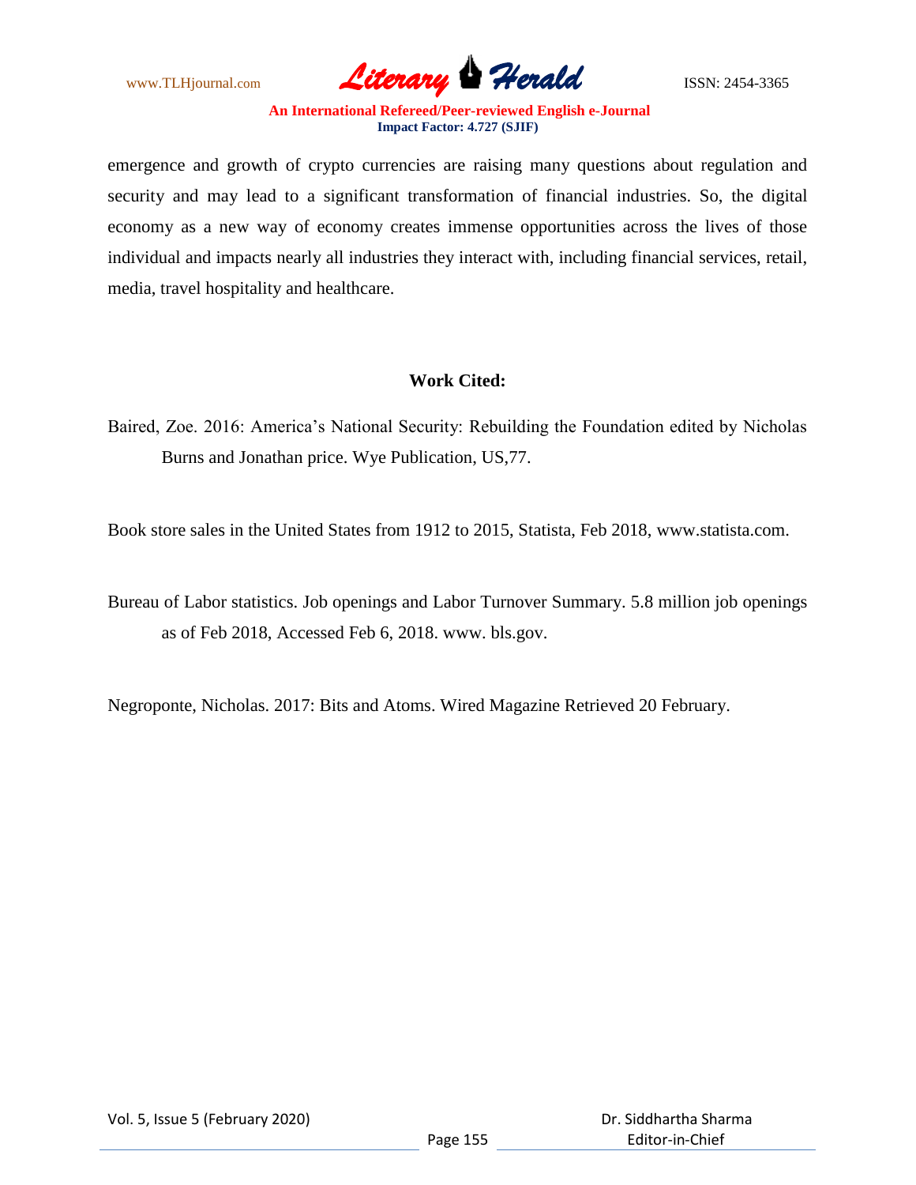emergence and growth of crypto currencies are raising many questions about regulation and security and may lead to a significant transformation of financial industries. So, the digital economy as a new way of economy creates immense opportunities across the lives of those individual and impacts nearly all industries they interact with, including financial services, retail, media, travel hospitality and healthcare.

## Work Cited:

Baired, Zoe. 2016: America's National Security: Rebuilding the Foundation edited by Nicholas Burns and Jonathan price. Wye Publication, US,77.

Book store sales in the United States from 1912 to 2015, Statista, Feb 2018, www.statista.com.

Bureau of Labor statistics. Job openings and Labor Turnover Summary. 5.8 million job openings as of Feb 2018, Accessed Feb 6, 2018. www. bls.gov.

Negroponte, Nicholas. 2017: Bits and Atoms. Wired Magazine Retrieved 20 February.